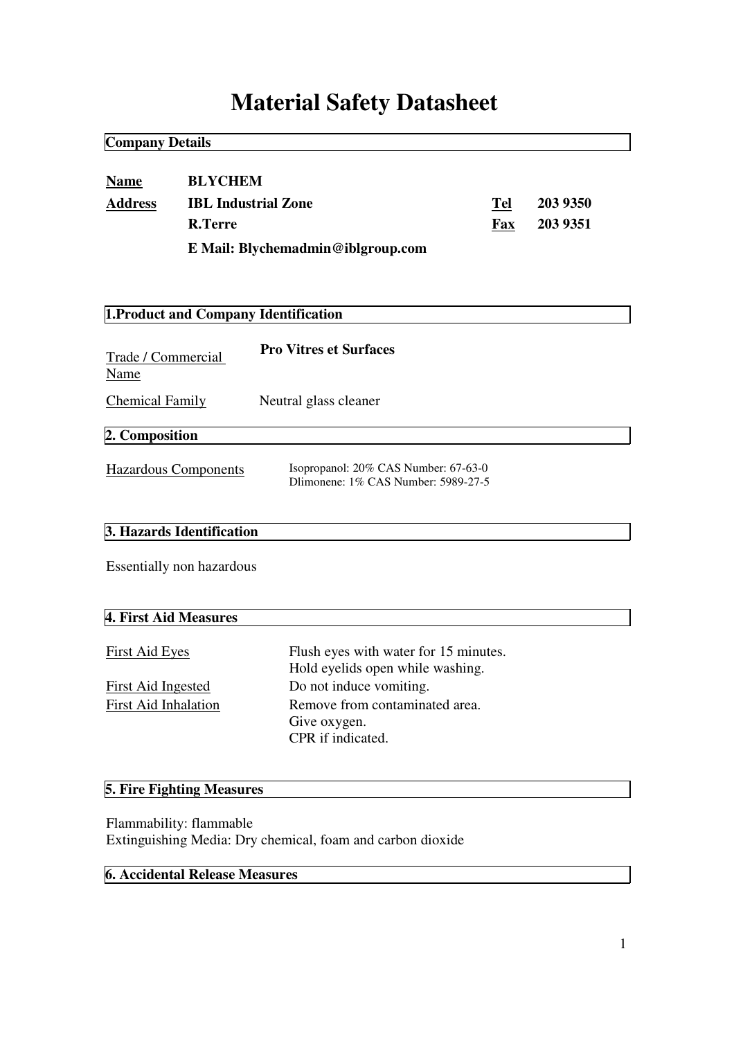# Material Safety Datasheet

## Company Details

| | | | |
|---|---|---|---|
| **Name** | **BLYCHEM** | | |
| **Address** | **IBL Industrial Zone** | **Tel** | **203 9350** |
| | **R.Terre** | **Fax** | **203 9351** |
| | **E Mail: Blychemadmin@iblgroup.com** | | |

## 1.Product and Company Identification

Trade / Commercial Name: **Pro Vitres et Surfaces**

Chemical Family: Neutral glass cleaner

## 2. Composition

Hazardous Components:
Isopropanol: 20% CAS Number: 67-63-0
Dlimonene: 1% CAS Number: 5989-27-5

## 3. Hazards Identification

Essentially non hazardous

## 4. First Aid Measures

First Aid Eyes: Flush eyes with water for 15 minutes. Hold eyelids open while washing.

First Aid Ingested: Do not induce vomiting.

First Aid Inhalation: Remove from contaminated area. Give oxygen. CPR if indicated.

## 5. Fire Fighting Measures

Flammability: flammable
Extinguishing Media: Dry chemical, foam and carbon dioxide

## 6. Accidental Release Measures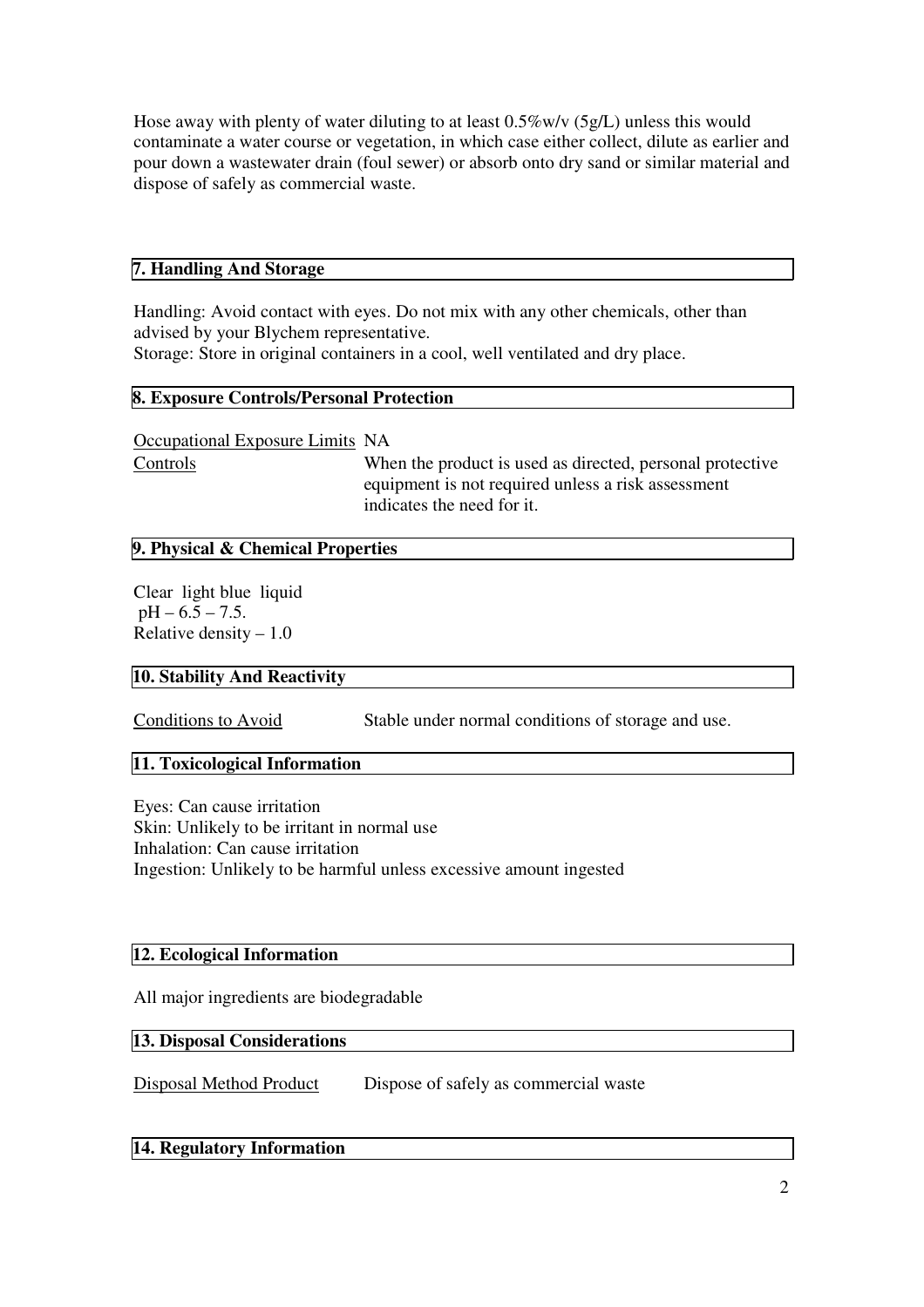Hose away with plenty of water diluting to at least 0.5%w/v (5g/L) unless this would contaminate a water course or vegetation, in which case either collect, dilute as earlier and pour down a wastewater drain (foul sewer) or absorb onto dry sand or similar material and dispose of safely as commercial waste.

## 7. Handling And Storage

Handling: Avoid contact with eyes. Do not mix with any other chemicals, other than advised by your Blychem representative.
Storage: Store in original containers in a cool, well ventilated and dry place.

## 8. Exposure Controls/Personal Protection

Occupational Exposure Limits NA

Controls When the product is used as directed, personal protective equipment is not required unless a risk assessment indicates the need for it.

## 9. Physical & Chemical Properties

Clear light blue liquid
pH – 6.5 – 7.5.
Relative density – 1.0

## 10. Stability And Reactivity

Conditions to Avoid Stable under normal conditions of storage and use.

## 11. Toxicological Information

Eyes: Can cause irritation
Skin: Unlikely to be irritant in normal use
Inhalation: Can cause irritation
Ingestion: Unlikely to be harmful unless excessive amount ingested

## 12. Ecological Information

All major ingredients are biodegradable

## 13. Disposal Considerations

Disposal Method Product Dispose of safely as commercial waste

## 14. Regulatory Information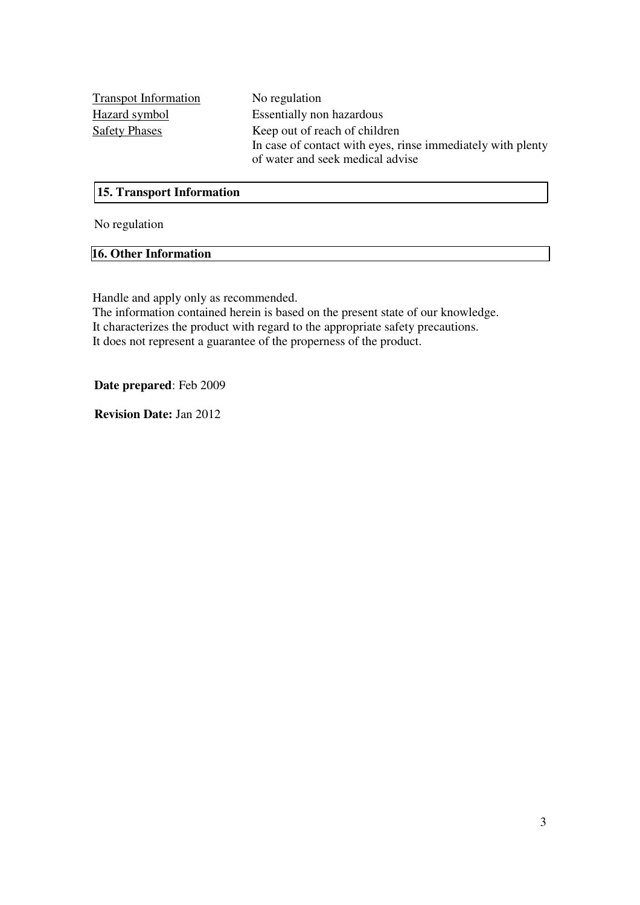| | |
|---|---|
| Transpot Information | No regulation |
| Hazard symbol | Essentially non hazardous |
| Safety Phases | Keep out of reach of children<br>In case of contact with eyes, rinse immediately with plenty of water and seek medical advise |

## 15. Transport Information

No regulation

## 16. Other Information

Handle and apply only as recommended.
The information contained herein is based on the present state of our knowledge.
It characterizes the product with regard to the appropriate safety precautions.
It does not represent a guarantee of the properness of the product.

**Date prepared**: Feb 2009

**Revision Date:** Jan 2012